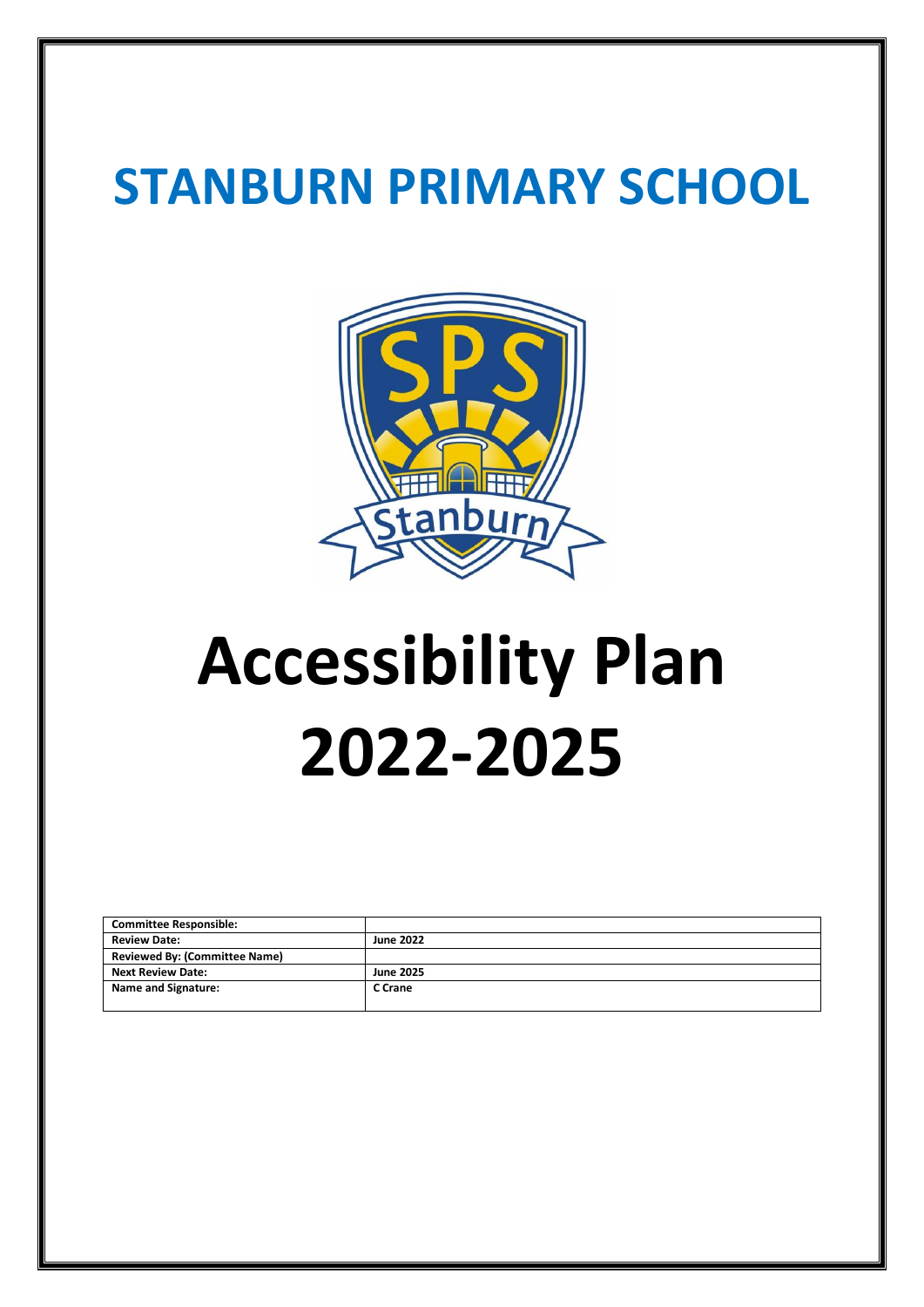# STANBURN PRIMARY SCHOOL

# Accessibility Plan 2022-2025

| **Committee Responsible:** | |
|---|---|
| **Review Date:** | **June 2022** |
| **Reviewed By: (Committee Name)** | |
| **Next Review Date:** | **June 2025** |
| **Name and Signature:** | **C Crane** |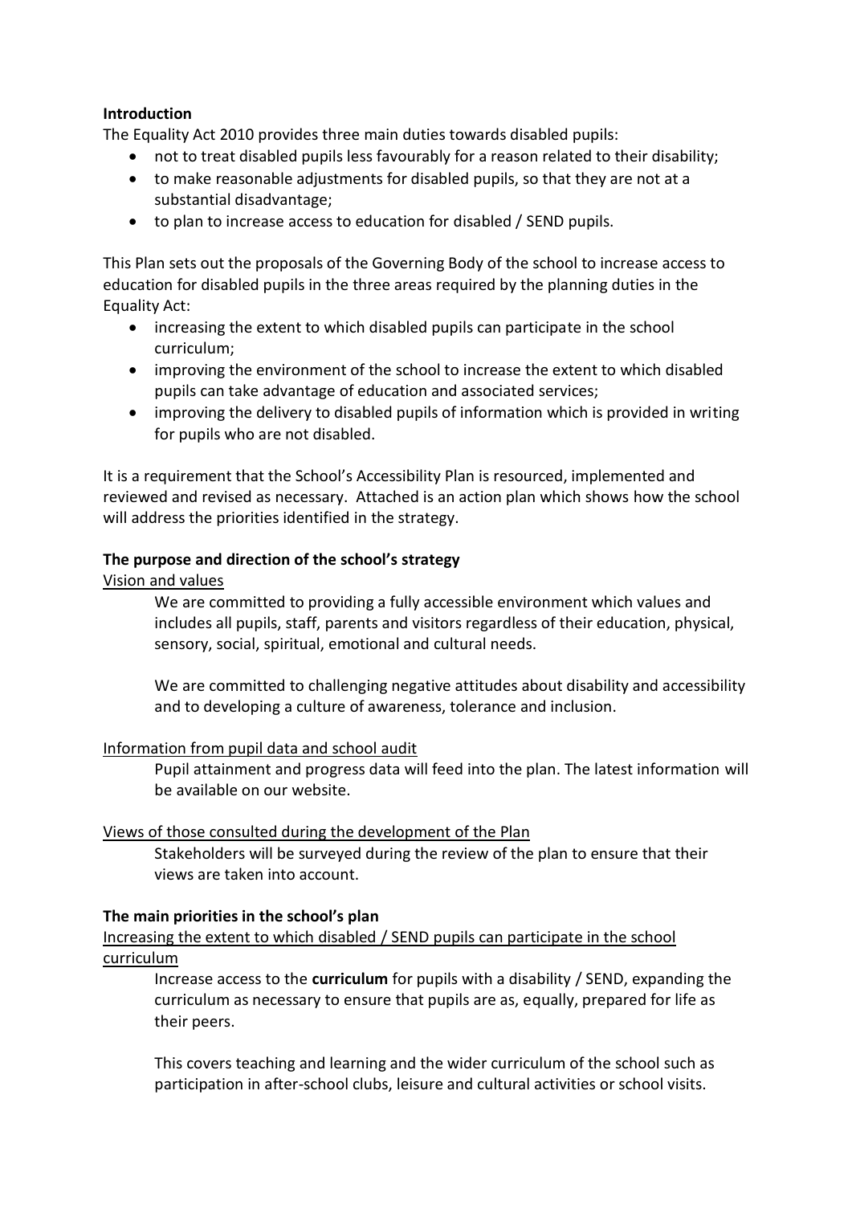**Introduction**

The Equality Act 2010 provides three main duties towards disabled pupils:

- not to treat disabled pupils less favourably for a reason related to their disability;
- to make reasonable adjustments for disabled pupils, so that they are not at a substantial disadvantage;
- to plan to increase access to education for disabled / SEND pupils.

This Plan sets out the proposals of the Governing Body of the school to increase access to education for disabled pupils in the three areas required by the planning duties in the Equality Act:

- increasing the extent to which disabled pupils can participate in the school curriculum;
- improving the environment of the school to increase the extent to which disabled pupils can take advantage of education and associated services;
- improving the delivery to disabled pupils of information which is provided in writing for pupils who are not disabled.

It is a requirement that the School's Accessibility Plan is resourced, implemented and reviewed and revised as necessary. Attached is an action plan which shows how the school will address the priorities identified in the strategy.

**The purpose and direction of the school's strategy**

Vision and values

We are committed to providing a fully accessible environment which values and includes all pupils, staff, parents and visitors regardless of their education, physical, sensory, social, spiritual, emotional and cultural needs.

We are committed to challenging negative attitudes about disability and accessibility and to developing a culture of awareness, tolerance and inclusion.

Information from pupil data and school audit

Pupil attainment and progress data will feed into the plan. The latest information will be available on our website.

Views of those consulted during the development of the Plan

Stakeholders will be surveyed during the review of the plan to ensure that their views are taken into account.

**The main priorities in the school's plan**

Increasing the extent to which disabled / SEND pupils can participate in the school curriculum

Increase access to the **curriculum** for pupils with a disability / SEND, expanding the curriculum as necessary to ensure that pupils are as, equally, prepared for life as their peers.

This covers teaching and learning and the wider curriculum of the school such as participation in after-school clubs, leisure and cultural activities or school visits.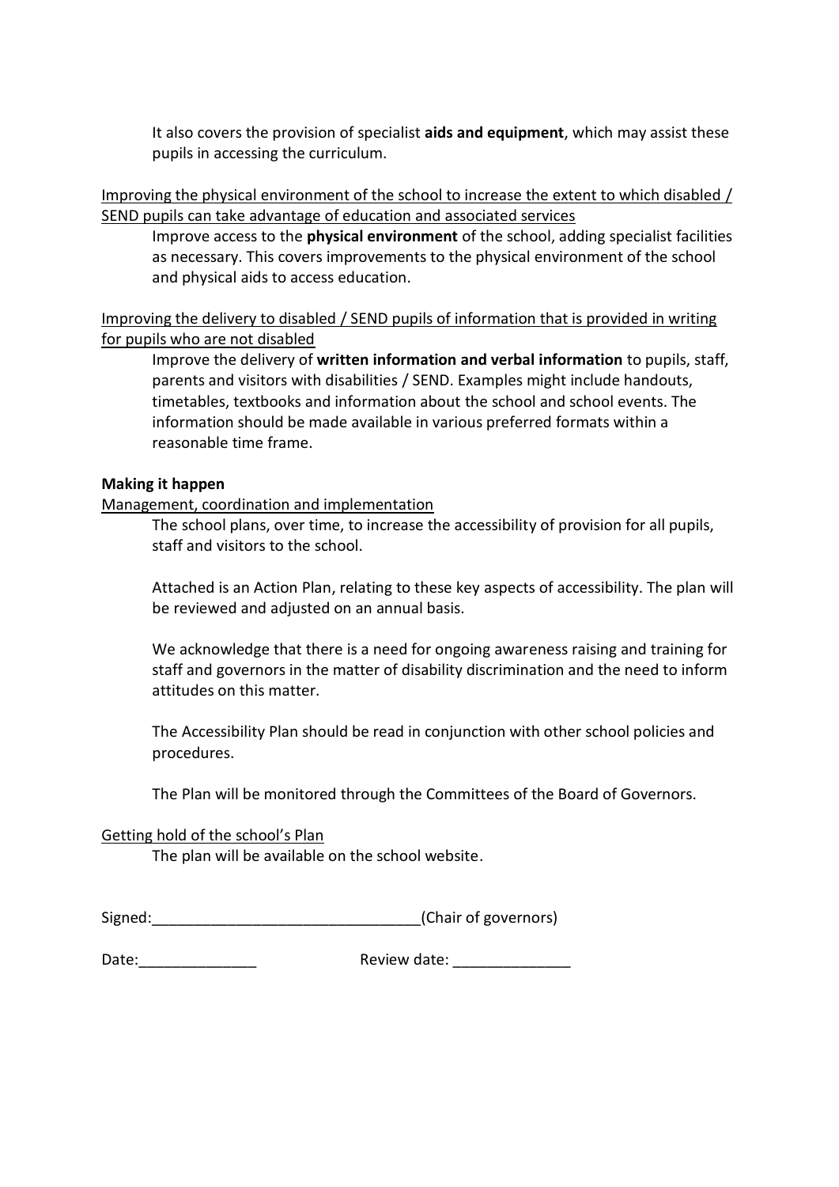It also covers the provision of specialist **aids and equipment**, which may assist these pupils in accessing the curriculum.

<u>Improving the physical environment of the school to increase the extent to which disabled / SEND pupils can take advantage of education and associated services</u>

Improve access to the **physical environment** of the school, adding specialist facilities as necessary. This covers improvements to the physical environment of the school and physical aids to access education.

<u>Improving the delivery to disabled / SEND pupils of information that is provided in writing for pupils who are not disabled</u>

Improve the delivery of **written information and verbal information** to pupils, staff, parents and visitors with disabilities / SEND. Examples might include handouts, timetables, textbooks and information about the school and school events. The information should be made available in various preferred formats within a reasonable time frame.

**Making it happen**

<u>Management, coordination and implementation</u>

The school plans, over time, to increase the accessibility of provision for all pupils, staff and visitors to the school.

Attached is an Action Plan, relating to these key aspects of accessibility. The plan will be reviewed and adjusted on an annual basis.

We acknowledge that there is a need for ongoing awareness raising and training for staff and governors in the matter of disability discrimination and the need to inform attitudes on this matter.

The Accessibility Plan should be read in conjunction with other school policies and procedures.

The Plan will be monitored through the Committees of the Board of Governors.

<u>Getting hold of the school's Plan</u>

The plan will be available on the school website.

Signed:_______________________________(Chair of governors)

Date:_____________ Review date: _____________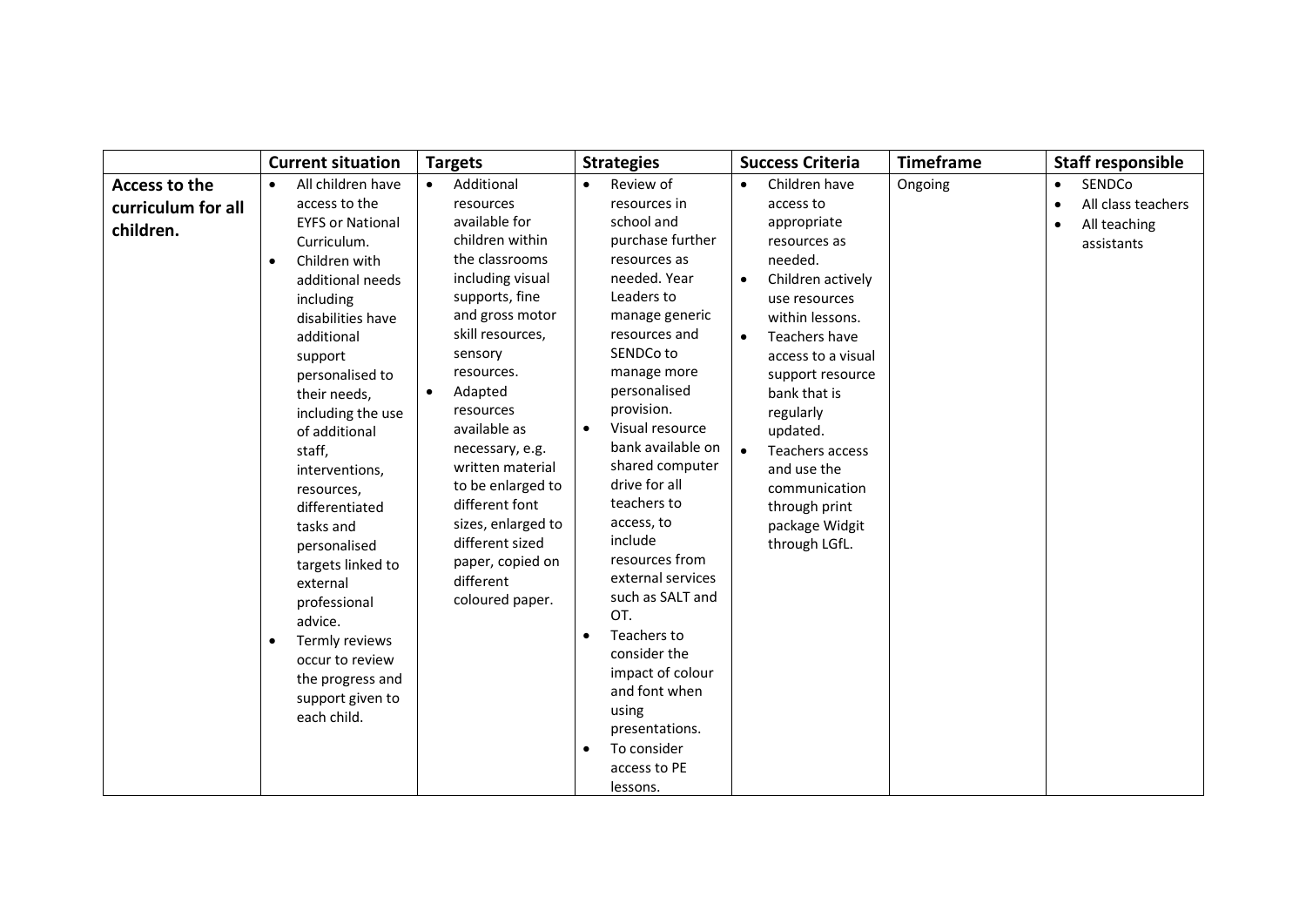| | Current situation | Targets | Strategies | Success Criteria | Timeframe | Staff responsible |
|---|---|---|---|---|---|---|
| **Access to the curriculum for all children.** | • All children have access to the EYFS or National Curriculum.<br>• Children with additional needs including disabilities have additional support personalised to their needs, including the use of additional staff, interventions, resources, differentiated tasks and personalised targets linked to external professional advice.<br>• Termly reviews occur to review the progress and support given to each child. | • Additional resources available for children within the classrooms including visual supports, fine and gross motor skill resources, sensory resources.<br>• Adapted resources available as necessary, e.g. written material to be enlarged to different font sizes, enlarged to different sized paper, copied on different coloured paper. | • Review of resources in school and purchase further resources as needed. Year Leaders to manage generic resources and SENDCo to manage more personalised provision.<br>• Visual resource bank available on shared computer drive for all teachers to access, to include resources from external services such as SALT and OT.<br>• Teachers to consider the impact of colour and font when using presentations.<br>• To consider access to PE lessons. | • Children have access to appropriate resources as needed.<br>• Children actively use resources within lessons.<br>• Teachers have access to a visual support resource bank that is regularly updated.<br>• Teachers access and use the communication through print package Widgit through LGfL. | Ongoing | • SENDCo<br>• All class teachers<br>• All teaching assistants |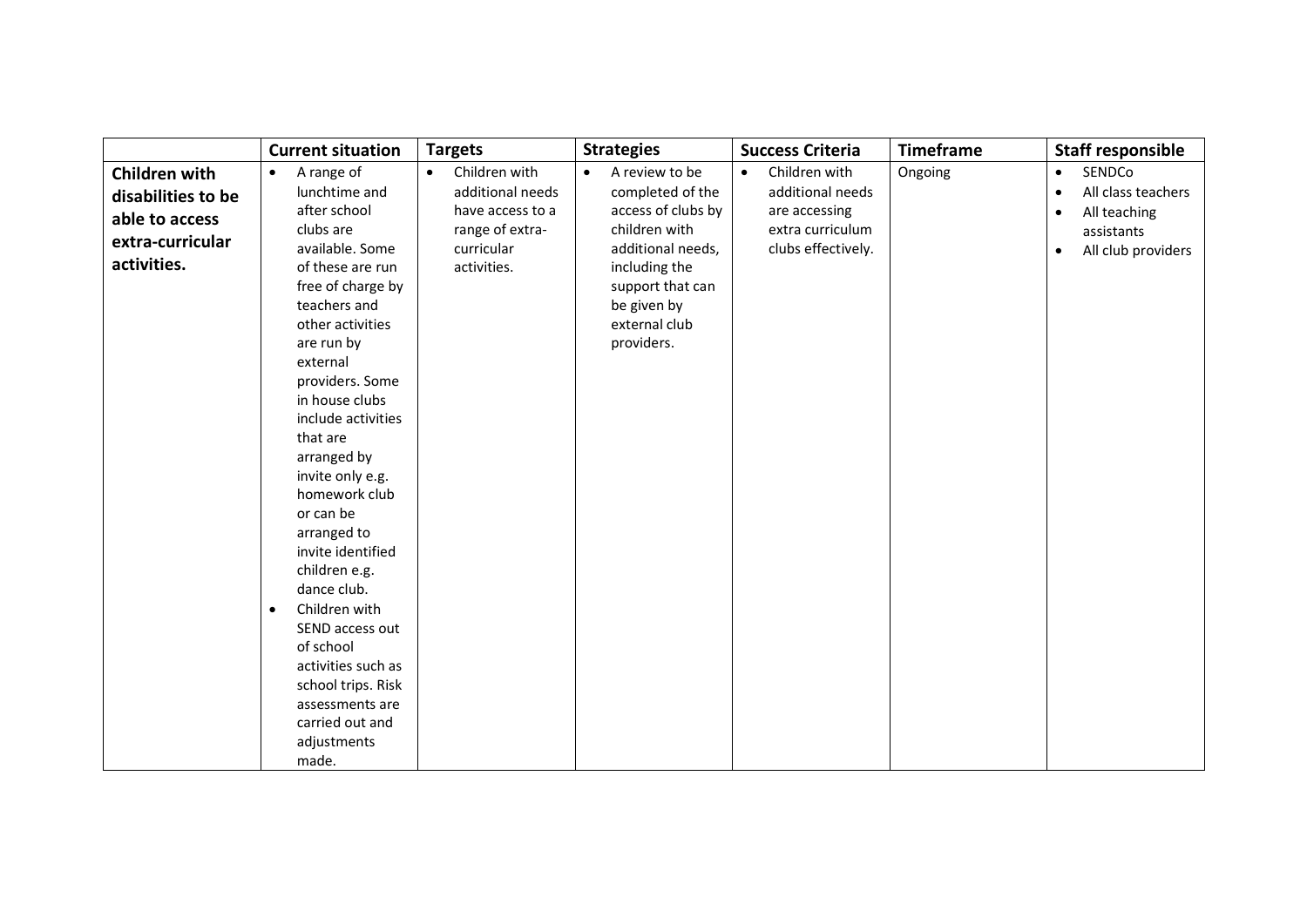| | Current situation | Targets | Strategies | Success Criteria | Timeframe | Staff responsible |
|---|---|---|---|---|---|---|
| **Children with disabilities to be able to access extra-curricular activities.** | • A range of lunchtime and after school clubs are available. Some of these are run free of charge by teachers and other activities are run by external providers. Some in house clubs include activities that are arranged by invite only e.g. homework club or can be arranged to invite identified children e.g. dance club.<br>• Children with SEND access out of school activities such as school trips. Risk assessments are carried out and adjustments made. | • Children with additional needs have access to a range of extra-curricular activities. | • A review to be completed of the access of clubs by children with additional needs, including the support that can be given by external club providers. | • Children with additional needs are accessing extra curriculum clubs effectively. | Ongoing | • SENDCo<br>• All class teachers<br>• All teaching assistants<br>• All club providers |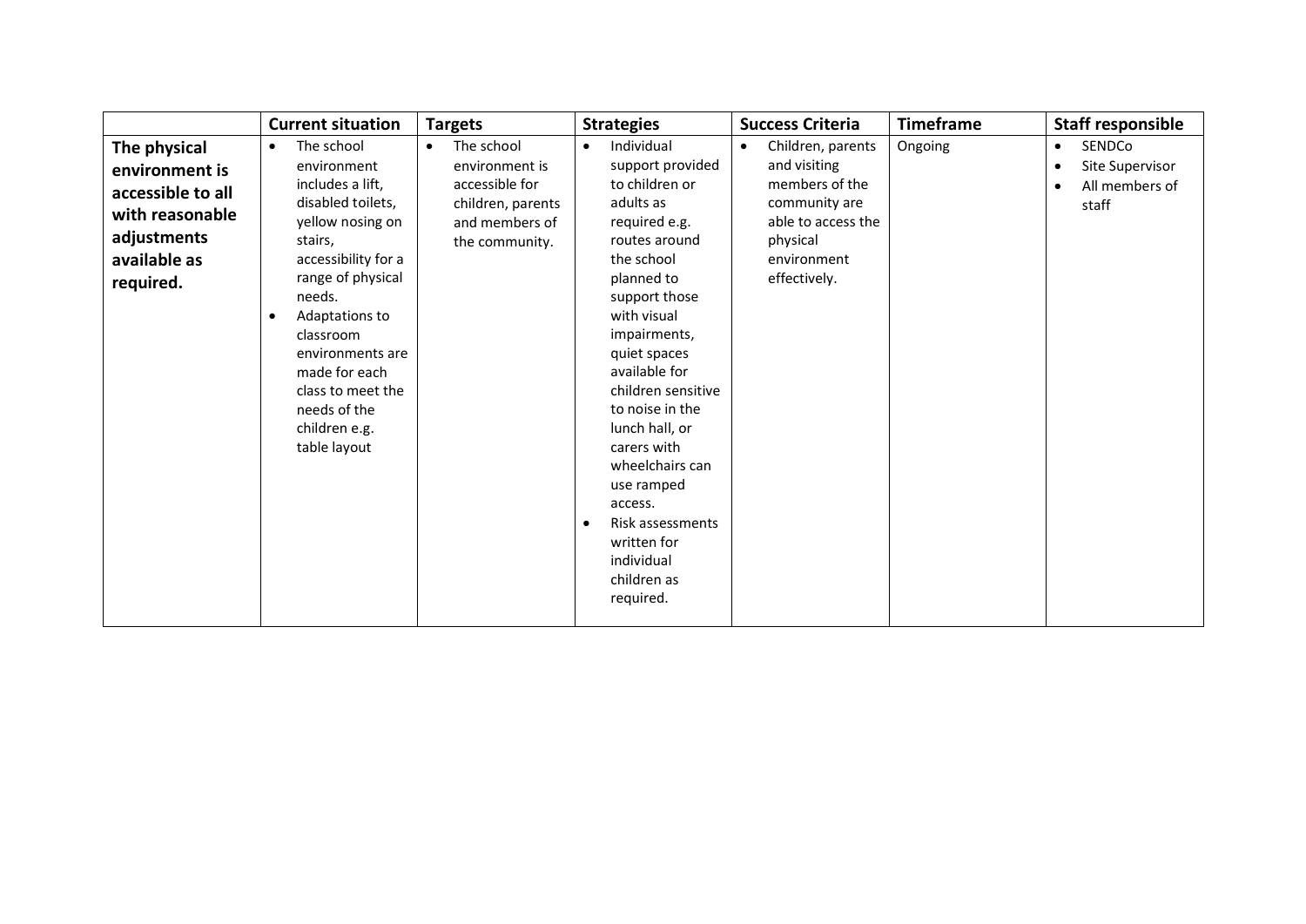| | Current situation | Targets | Strategies | Success Criteria | Timeframe | Staff responsible |
|---|---|---|---|---|---|---|
| **The physical environment is accessible to all with reasonable adjustments available as required.** | • The school environment includes a lift, disabled toilets, yellow nosing on stairs, accessibility for a range of physical needs.<br>• Adaptations to classroom environments are made for each class to meet the needs of the children e.g. table layout | • The school environment is accessible for children, parents and members of the community. | • Individual support provided to children or adults as required e.g. routes around the school planned to support those with visual impairments, quiet spaces available for children sensitive to noise in the lunch hall, or carers with wheelchairs can use ramped access.<br>• Risk assessments written for individual children as required. | • Children, parents and visiting members of the community are able to access the physical environment effectively. | Ongoing | • SENDCo<br>• Site Supervisor<br>• All members of staff |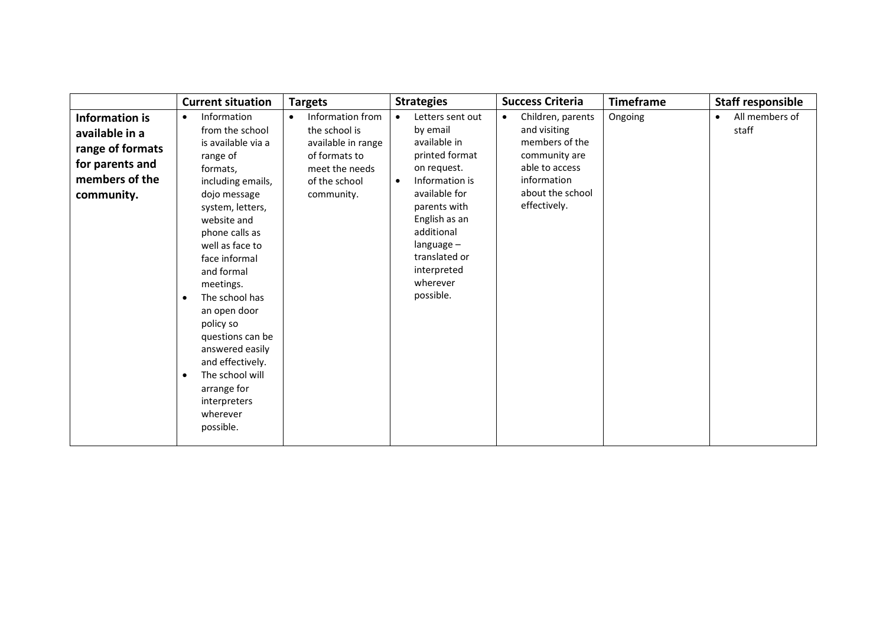| | Current situation | Targets | Strategies | Success Criteria | Timeframe | Staff responsible |
|---|---|---|---|---|---|---|
| **Information is available in a range of formats for parents and members of the community.** | • Information from the school is available via a range of formats, including emails, dojo message system, letters, website and phone calls as well as face to face informal and formal meetings.<br>• The school has an open door policy so questions can be answered easily and effectively.<br>• The school will arrange for interpreters wherever possible. | • Information from the school is available in range of formats to meet the needs of the school community. | • Letters sent out by email available in printed format on request.<br>• Information is available for parents with English as an additional language – translated or interpreted wherever possible. | • Children, parents and visiting members of the community are able to access information about the school effectively. | Ongoing | • All members of staff |